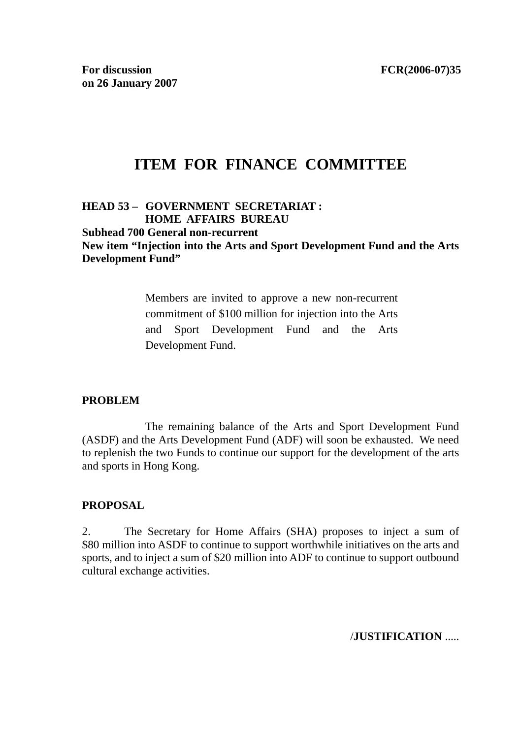**For discussion on 26 January 2007** **FCR(2006-07)35**

# ITEM FOR FINANCE COMMITTEE

**HEAD 53 – GOVERNMENT SECRETARIAT : HOME AFFAIRS BUREAU**
**Subhead 700 General non-recurrent**
**New item "Injection into the Arts and Sport Development Fund and the Arts Development Fund"**

> Members are invited to approve a new non-recurrent commitment of $100 million for injection into the Arts and Sport Development Fund and the Arts Development Fund.

## PROBLEM

The remaining balance of the Arts and Sport Development Fund (ASDF) and the Arts Development Fund (ADF) will soon be exhausted. We need to replenish the two Funds to continue our support for the development of the arts and sports in Hong Kong.

## PROPOSAL

2. The Secretary for Home Affairs (SHA) proposes to inject a sum of $80 million into ASDF to continue to support worthwhile initiatives on the arts and sports, and to inject a sum of $20 million into ADF to continue to support outbound cultural exchange activities.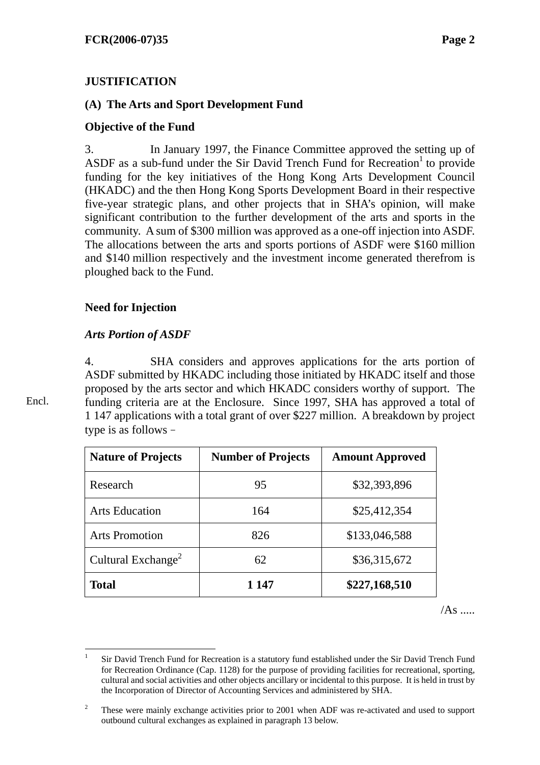**JUSTIFICATION**

**(A) The Arts and Sport Development Fund**

**Objective of the Fund**

3. In January 1997, the Finance Committee approved the setting up of ASDF as a sub-fund under the Sir David Trench Fund for Recreation[1] to provide funding for the key initiatives of the Hong Kong Arts Development Council (HKADC) and the then Hong Kong Sports Development Board in their respective five-year strategic plans, and other projects that in SHA's opinion, will make significant contribution to the further development of the arts and sports in the community. A sum of $300 million was approved as a one-off injection into ASDF. The allocations between the arts and sports portions of ASDF were $160 million and $140 million respectively and the investment income generated therefrom is ploughed back to the Fund.

**Need for Injection**

***Arts Portion of ASDF***

4. SHA considers and approves applications for the arts portion of ASDF submitted by HKADC including those initiated by HKADC itself and those proposed by the arts sector and which HKADC considers worthy of support. The funding criteria are at the Enclosure. Since 1997, SHA has approved a total of 1 147 applications with a total grant of over $227 million. A breakdown by project type is as follows –

Encl.

| Nature of Projects | Number of Projects | Amount Approved |
| --- | --- | --- |
| Research | 95 | $32,393,896 |
| Arts Education | 164 | $25,412,354 |
| Arts Promotion | 826 | $133,046,588 |
| Cultural Exchange[2] | 62 | $36,315,672 |
| **Total** | **1 147** | **$227,168,510** |

/As .....

---

[1] Sir David Trench Fund for Recreation is a statutory fund established under the Sir David Trench Fund for Recreation Ordinance (Cap. 1128) for the purpose of providing facilities for recreational, sporting, cultural and social activities and other objects ancillary or incidental to this purpose. It is held in trust by the Incorporation of Director of Accounting Services and administered by SHA.

[2] These were mainly exchange activities prior to 2001 when ADF was re-activated and used to support outbound cultural exchanges as explained in paragraph 13 below.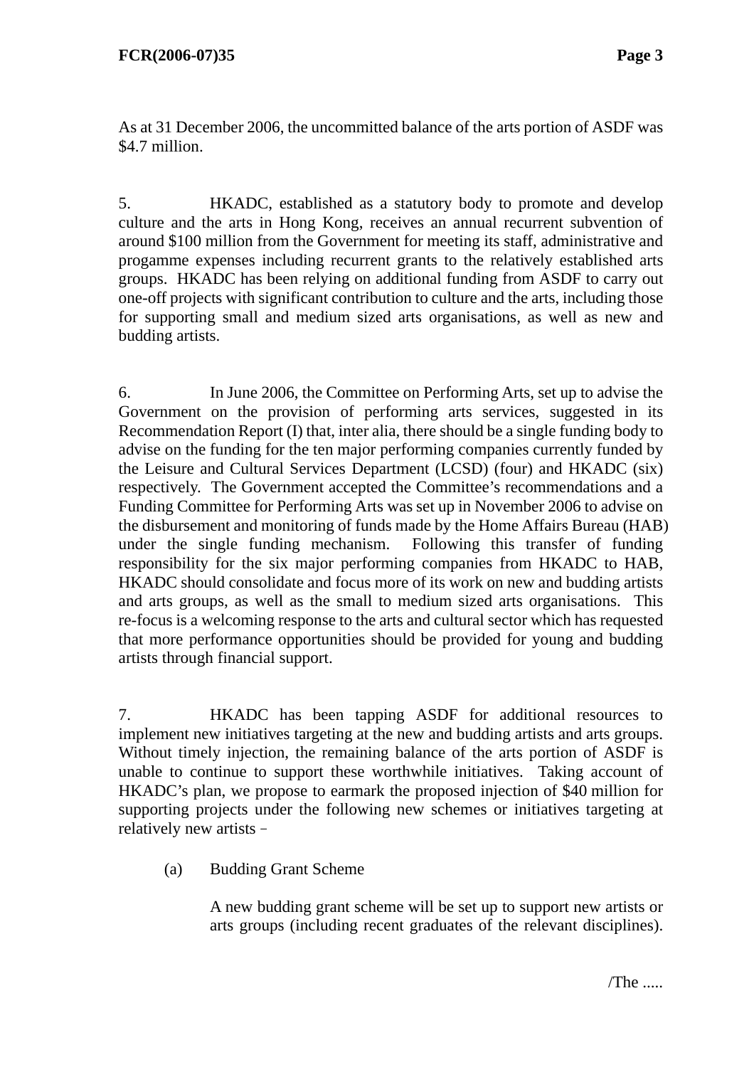As at 31 December 2006, the uncommitted balance of the arts portion of ASDF was $4.7 million.

5. HKADC, established as a statutory body to promote and develop culture and the arts in Hong Kong, receives an annual recurrent subvention of around $100 million from the Government for meeting its staff, administrative and progamme expenses including recurrent grants to the relatively established arts groups. HKADC has been relying on additional funding from ASDF to carry out one-off projects with significant contribution to culture and the arts, including those for supporting small and medium sized arts organisations, as well as new and budding artists.

6. In June 2006, the Committee on Performing Arts, set up to advise the Government on the provision of performing arts services, suggested in its Recommendation Report (I) that, inter alia, there should be a single funding body to advise on the funding for the ten major performing companies currently funded by the Leisure and Cultural Services Department (LCSD) (four) and HKADC (six) respectively. The Government accepted the Committee's recommendations and a Funding Committee for Performing Arts was set up in November 2006 to advise on the disbursement and monitoring of funds made by the Home Affairs Bureau (HAB) under the single funding mechanism. Following this transfer of funding responsibility for the six major performing companies from HKADC to HAB, HKADC should consolidate and focus more of its work on new and budding artists and arts groups, as well as the small to medium sized arts organisations. This re-focus is a welcoming response to the arts and cultural sector which has requested that more performance opportunities should be provided for young and budding artists through financial support.

7. HKADC has been tapping ASDF for additional resources to implement new initiatives targeting at the new and budding artists and arts groups. Without timely injection, the remaining balance of the arts portion of ASDF is unable to continue to support these worthwhile initiatives. Taking account of HKADC's plan, we propose to earmark the proposed injection of $40 million for supporting projects under the following new schemes or initiatives targeting at relatively new artists –

(a) Budding Grant Scheme

A new budding grant scheme will be set up to support new artists or arts groups (including recent graduates of the relevant disciplines).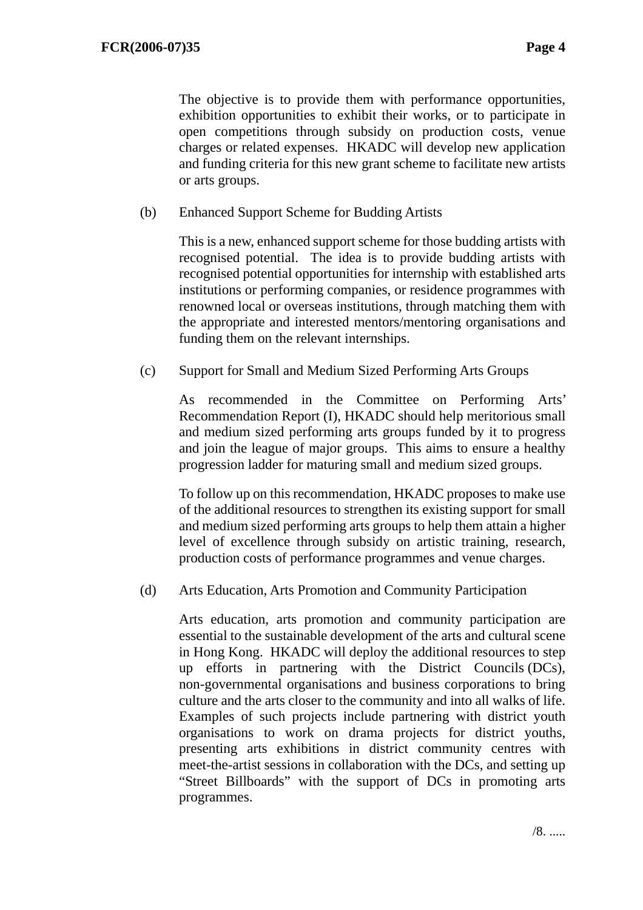The objective is to provide them with performance opportunities, exhibition opportunities to exhibit their works, or to participate in open competitions through subsidy on production costs, venue charges or related expenses. HKADC will develop new application and funding criteria for this new grant scheme to facilitate new artists or arts groups.

(b) Enhanced Support Scheme for Budding Artists

This is a new, enhanced support scheme for those budding artists with recognised potential. The idea is to provide budding artists with recognised potential opportunities for internship with established arts institutions or performing companies, or residence programmes with renowned local or overseas institutions, through matching them with the appropriate and interested mentors/mentoring organisations and funding them on the relevant internships.

(c) Support for Small and Medium Sized Performing Arts Groups

As recommended in the Committee on Performing Arts' Recommendation Report (I), HKADC should help meritorious small and medium sized performing arts groups funded by it to progress and join the league of major groups. This aims to ensure a healthy progression ladder for maturing small and medium sized groups.

To follow up on this recommendation, HKADC proposes to make use of the additional resources to strengthen its existing support for small and medium sized performing arts groups to help them attain a higher level of excellence through subsidy on artistic training, research, production costs of performance programmes and venue charges.

(d) Arts Education, Arts Promotion and Community Participation

Arts education, arts promotion and community participation are essential to the sustainable development of the arts and cultural scene in Hong Kong. HKADC will deploy the additional resources to step up efforts in partnering with the District Councils (DCs), non-governmental organisations and business corporations to bring culture and the arts closer to the community and into all walks of life. Examples of such projects include partnering with district youth organisations to work on drama projects for district youths, presenting arts exhibitions in district community centres with meet-the-artist sessions in collaboration with the DCs, and setting up "Street Billboards" with the support of DCs in promoting arts programmes.

/8. .....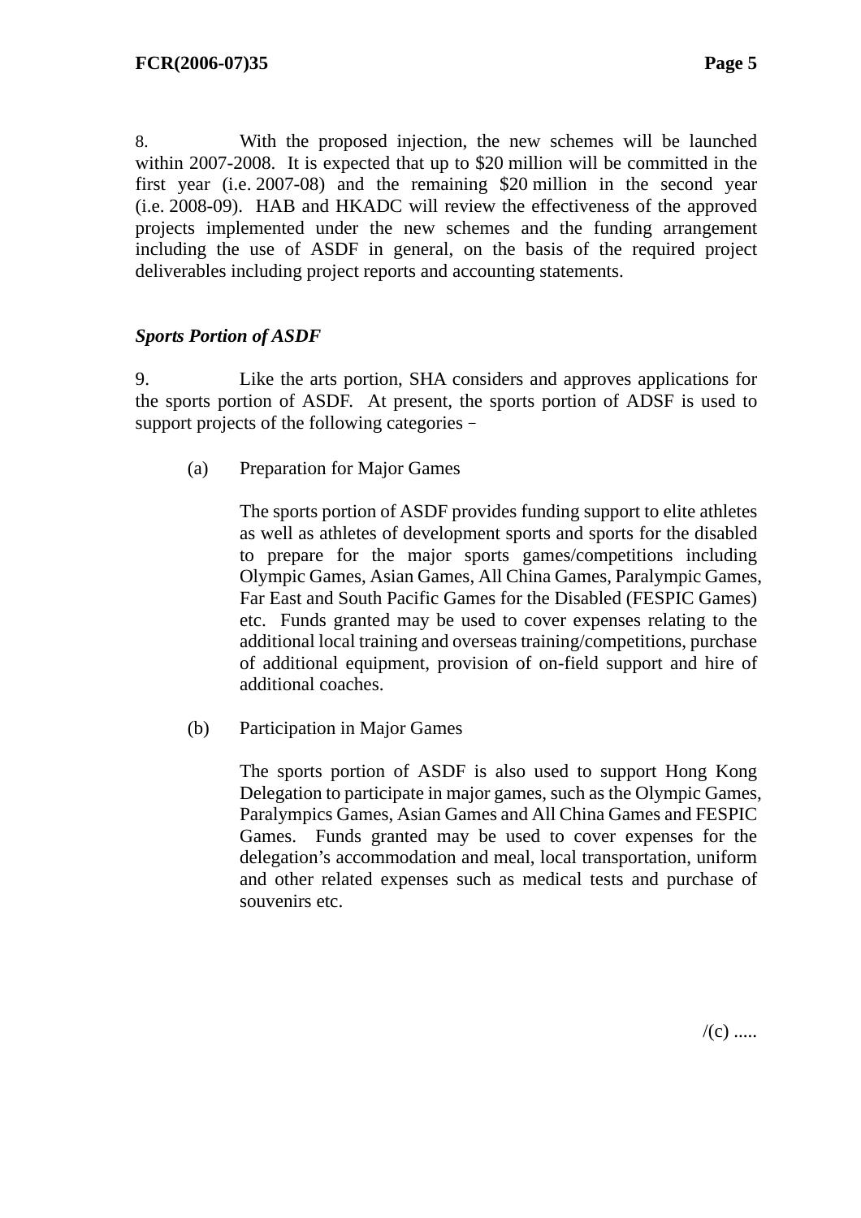8. With the proposed injection, the new schemes will be launched within 2007-2008. It is expected that up to $20 million will be committed in the first year (i.e. 2007-08) and the remaining $20 million in the second year (i.e. 2008-09). HAB and HKADC will review the effectiveness of the approved projects implemented under the new schemes and the funding arrangement including the use of ASDF in general, on the basis of the required project deliverables including project reports and accounting statements.

### *Sports Portion of ASDF*

9. Like the arts portion, SHA considers and approves applications for the sports portion of ASDF. At present, the sports portion of ADSF is used to support projects of the following categories –

(a) Preparation for Major Games

The sports portion of ASDF provides funding support to elite athletes as well as athletes of development sports and sports for the disabled to prepare for the major sports games/competitions including Olympic Games, Asian Games, All China Games, Paralympic Games, Far East and South Pacific Games for the Disabled (FESPIC Games) etc. Funds granted may be used to cover expenses relating to the additional local training and overseas training/competitions, purchase of additional equipment, provision of on-field support and hire of additional coaches.

(b) Participation in Major Games

The sports portion of ASDF is also used to support Hong Kong Delegation to participate in major games, such as the Olympic Games, Paralympics Games, Asian Games and All China Games and FESPIC Games. Funds granted may be used to cover expenses for the delegation's accommodation and meal, local transportation, uniform and other related expenses such as medical tests and purchase of souvenirs etc.

/(c) .....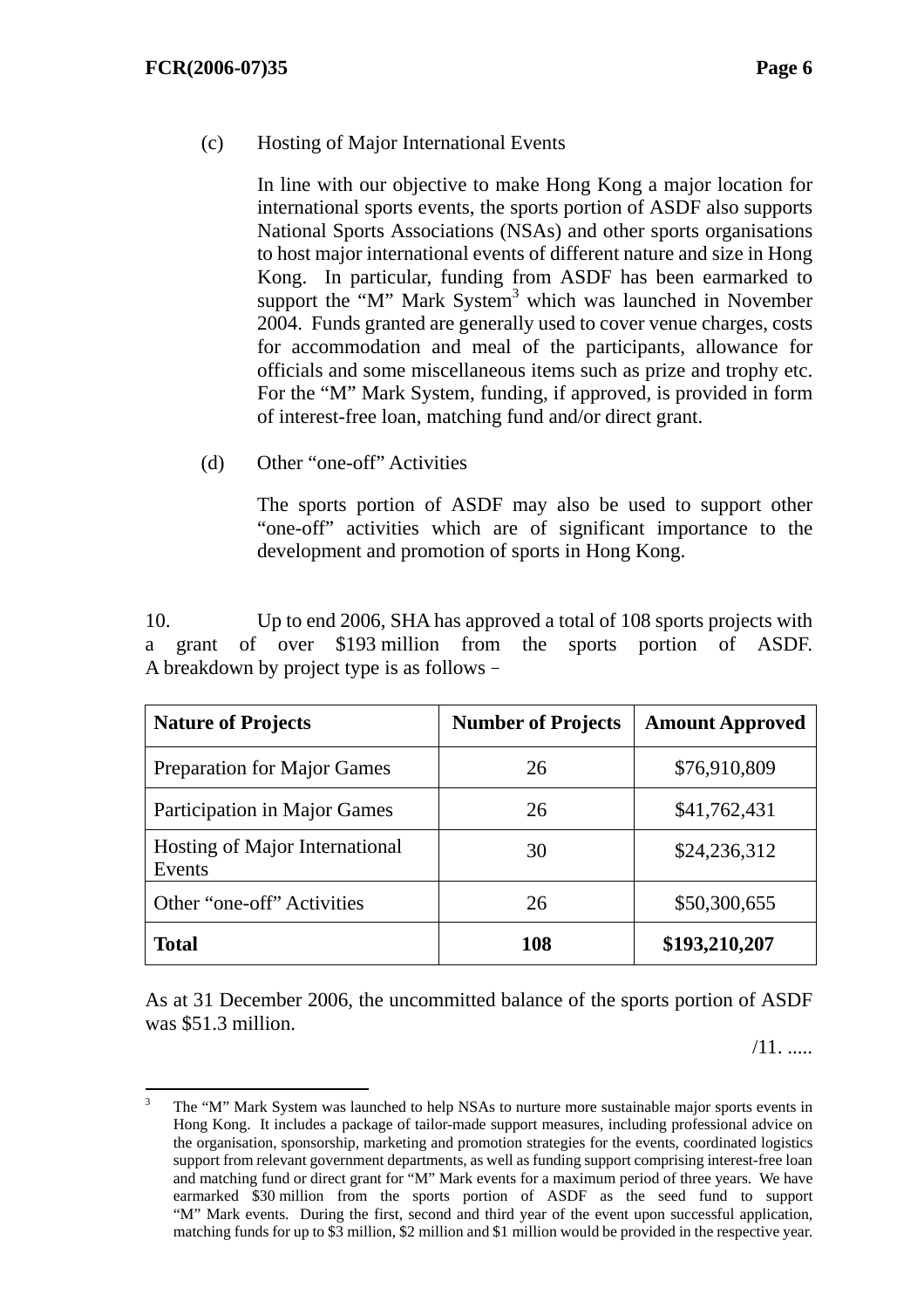(c) Hosting of Major International Events

In line with our objective to make Hong Kong a major location for international sports events, the sports portion of ASDF also supports National Sports Associations (NSAs) and other sports organisations to host major international events of different nature and size in Hong Kong. In particular, funding from ASDF has been earmarked to support the "M" Mark System[3] which was launched in November 2004. Funds granted are generally used to cover venue charges, costs for accommodation and meal of the participants, allowance for officials and some miscellaneous items such as prize and trophy etc. For the "M" Mark System, funding, if approved, is provided in form of interest-free loan, matching fund and/or direct grant.

(d) Other "one-off" Activities

The sports portion of ASDF may also be used to support other "one-off" activities which are of significant importance to the development and promotion of sports in Hong Kong.

10. Up to end 2006, SHA has approved a total of 108 sports projects with a grant of over $193 million from the sports portion of ASDF. A breakdown by project type is as follows –

| Nature of Projects | Number of Projects | Amount Approved |
|---|---|---|
| Preparation for Major Games | 26 | $76,910,809 |
| Participation in Major Games | 26 | $41,762,431 |
| Hosting of Major International Events | 30 | $24,236,312 |
| Other "one-off" Activities | 26 | $50,300,655 |
| **Total** | **108** | **$193,210,207** |

As at 31 December 2006, the uncommitted balance of the sports portion of ASDF was $51.3 million.

/11. .....

---

[3] The "M" Mark System was launched to help NSAs to nurture more sustainable major sports events in Hong Kong. It includes a package of tailor-made support measures, including professional advice on the organisation, sponsorship, marketing and promotion strategies for the events, coordinated logistics support from relevant government departments, as well as funding support comprising interest-free loan and matching fund or direct grant for "M" Mark events for a maximum period of three years. We have earmarked $30 million from the sports portion of ASDF as the seed fund to support "M" Mark events. During the first, second and third year of the event upon successful application, matching funds for up to $3 million, $2 million and $1 million would be provided in the respective year.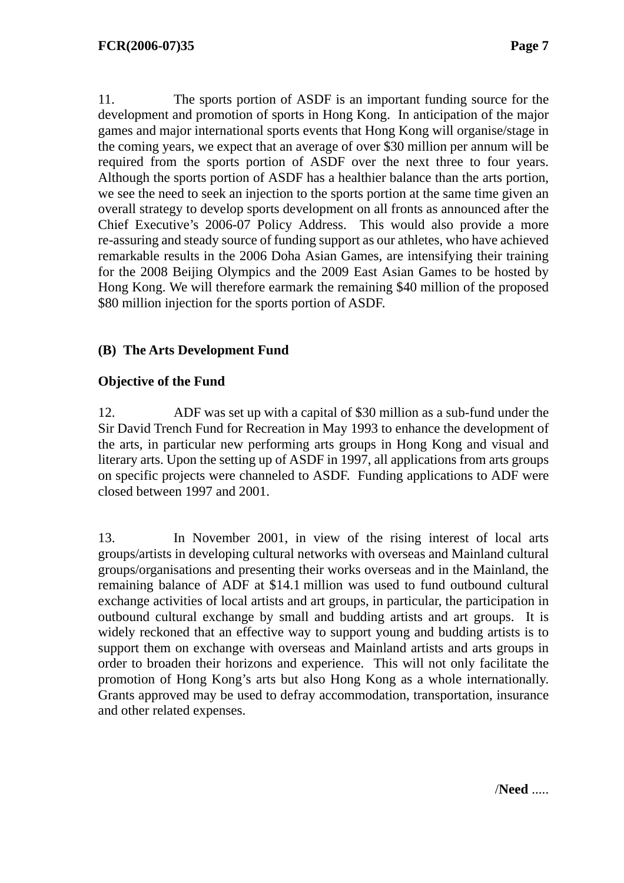11. The sports portion of ASDF is an important funding source for the development and promotion of sports in Hong Kong. In anticipation of the major games and major international sports events that Hong Kong will organise/stage in the coming years, we expect that an average of over $30 million per annum will be required from the sports portion of ASDF over the next three to four years. Although the sports portion of ASDF has a healthier balance than the arts portion, we see the need to seek an injection to the sports portion at the same time given an overall strategy to develop sports development on all fronts as announced after the Chief Executive's 2006-07 Policy Address. This would also provide a more re-assuring and steady source of funding support as our athletes, who have achieved remarkable results in the 2006 Doha Asian Games, are intensifying their training for the 2008 Beijing Olympics and the 2009 East Asian Games to be hosted by Hong Kong. We will therefore earmark the remaining $40 million of the proposed $80 million injection for the sports portion of ASDF.

**(B) The Arts Development Fund**

**Objective of the Fund**

12. ADF was set up with a capital of $30 million as a sub-fund under the Sir David Trench Fund for Recreation in May 1993 to enhance the development of the arts, in particular new performing arts groups in Hong Kong and visual and literary arts. Upon the setting up of ASDF in 1997, all applications from arts groups on specific projects were channeled to ASDF. Funding applications to ADF were closed between 1997 and 2001.

13. In November 2001, in view of the rising interest of local arts groups/artists in developing cultural networks with overseas and Mainland cultural groups/organisations and presenting their works overseas and in the Mainland, the remaining balance of ADF at $14.1 million was used to fund outbound cultural exchange activities of local artists and art groups, in particular, the participation in outbound cultural exchange by small and budding artists and art groups. It is widely reckoned that an effective way to support young and budding artists is to support them on exchange with overseas and Mainland artists and arts groups in order to broaden their horizons and experience. This will not only facilitate the promotion of Hong Kong's arts but also Hong Kong as a whole internationally. Grants approved may be used to defray accommodation, transportation, insurance and other related expenses.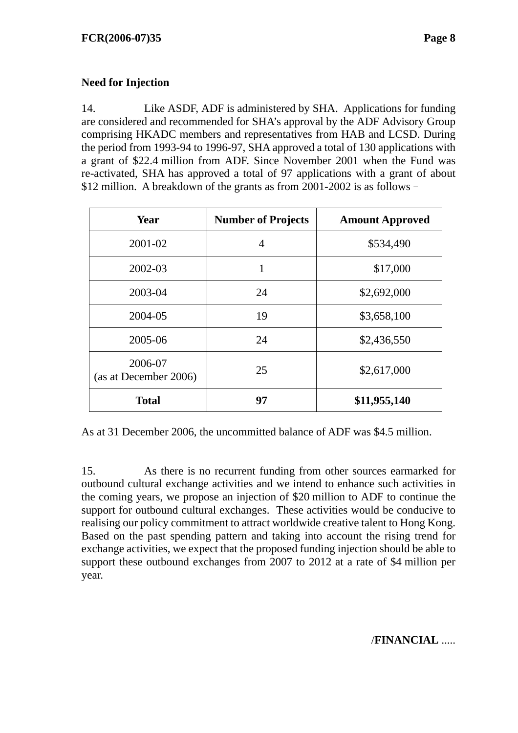**Need for Injection**

14. Like ASDF, ADF is administered by SHA. Applications for funding are considered and recommended for SHA's approval by the ADF Advisory Group comprising HKADC members and representatives from HAB and LCSD. During the period from 1993-94 to 1996-97, SHA approved a total of 130 applications with a grant of $22.4 million from ADF. Since November 2001 when the Fund was re-activated, SHA has approved a total of 97 applications with a grant of about $12 million. A breakdown of the grants as from 2001-2002 is as follows –

| Year | Number of Projects | Amount Approved |
|---|---|---|
| 2001-02 | 4 | $534,490 |
| 2002-03 | 1 | $17,000 |
| 2003-04 | 24 | $2,692,000 |
| 2004-05 | 19 | $3,658,100 |
| 2005-06 | 24 | $2,436,550 |
| 2006-07 (as at December 2006) | 25 | $2,617,000 |
| **Total** | **97** | **$11,955,140** |

As at 31 December 2006, the uncommitted balance of ADF was $4.5 million.

15. As there is no recurrent funding from other sources earmarked for outbound cultural exchange activities and we intend to enhance such activities in the coming years, we propose an injection of $20 million to ADF to continue the support for outbound cultural exchanges. These activities would be conducive to realising our policy commitment to attract worldwide creative talent to Hong Kong. Based on the past spending pattern and taking into account the rising trend for exchange activities, we expect that the proposed funding injection should be able to support these outbound exchanges from 2007 to 2012 at a rate of $4 million per year.

/**FINANCIAL** .....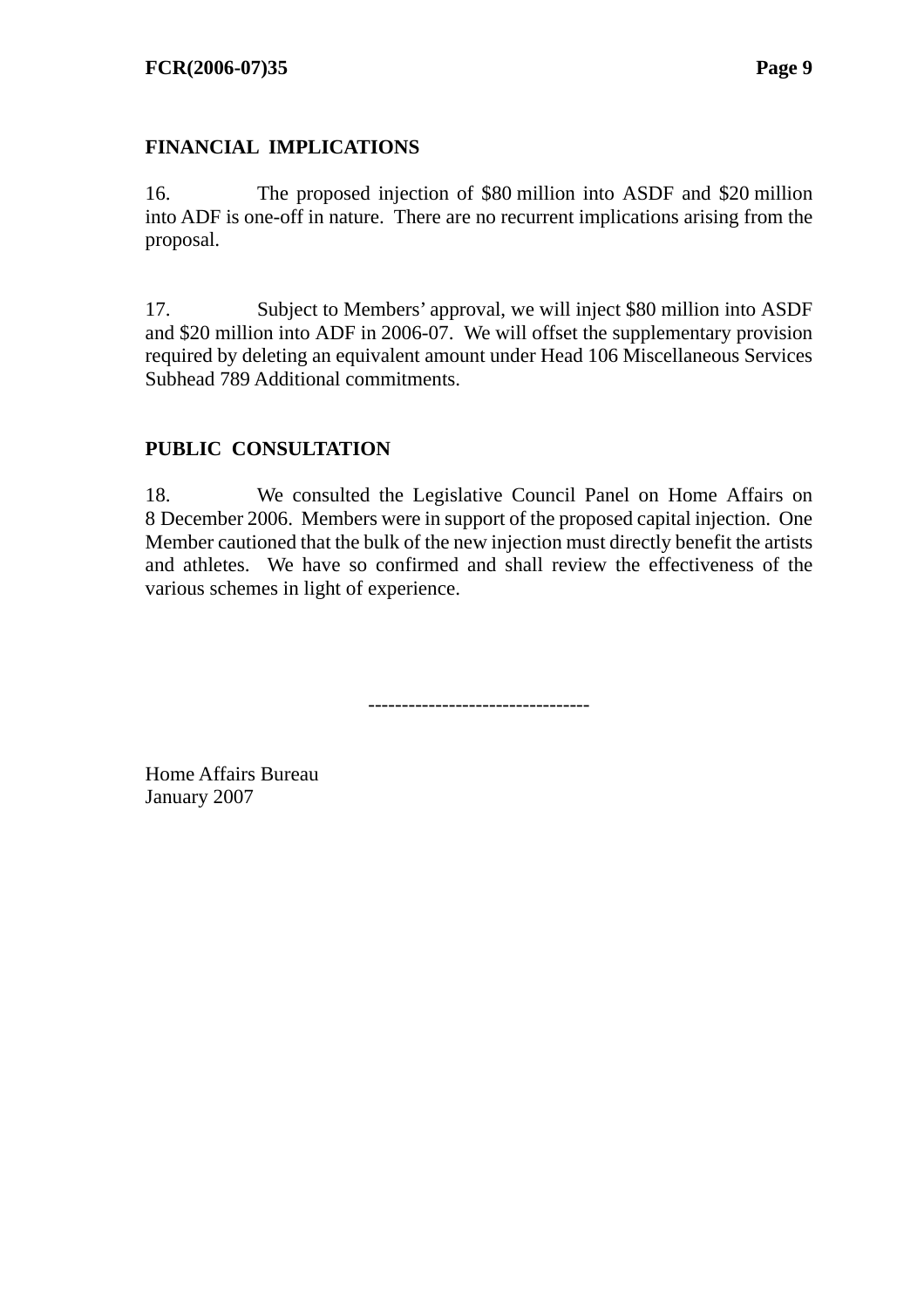## FINANCIAL IMPLICATIONS

16. The proposed injection of $80 million into ASDF and $20 million into ADF is one-off in nature. There are no recurrent implications arising from the proposal.

17. Subject to Members' approval, we will inject $80 million into ASDF and $20 million into ADF in 2006-07. We will offset the supplementary provision required by deleting an equivalent amount under Head 106 Miscellaneous Services Subhead 789 Additional commitments.

## PUBLIC CONSULTATION

18. We consulted the Legislative Council Panel on Home Affairs on 8 December 2006. Members were in support of the proposed capital injection. One Member cautioned that the bulk of the new injection must directly benefit the artists and athletes. We have so confirmed and shall review the effectiveness of the various schemes in light of experience.

--------------------------------

Home Affairs Bureau
January 2007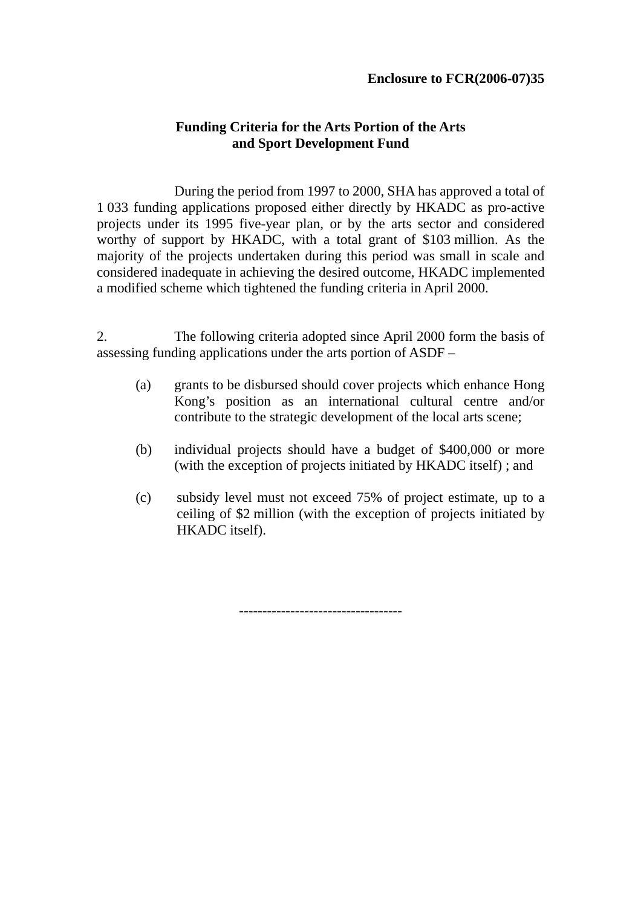**Enclosure to FCR(2006-07)35**

## Funding Criteria for the Arts Portion of the Arts and Sport Development Fund

During the period from 1997 to 2000, SHA has approved a total of 1 033 funding applications proposed either directly by HKADC as pro-active projects under its 1995 five-year plan, or by the arts sector and considered worthy of support by HKADC, with a total grant of $103 million. As the majority of the projects undertaken during this period was small in scale and considered inadequate in achieving the desired outcome, HKADC implemented a modified scheme which tightened the funding criteria in April 2000.

2. The following criteria adopted since April 2000 form the basis of assessing funding applications under the arts portion of ASDF –

(a) grants to be disbursed should cover projects which enhance Hong Kong's position as an international cultural centre and/or contribute to the strategic development of the local arts scene;

(b) individual projects should have a budget of $400,000 or more (with the exception of projects initiated by HKADC itself) ; and

(c) subsidy level must not exceed 75% of project estimate, up to a ceiling of $2 million (with the exception of projects initiated by HKADC itself).

----------------------------------